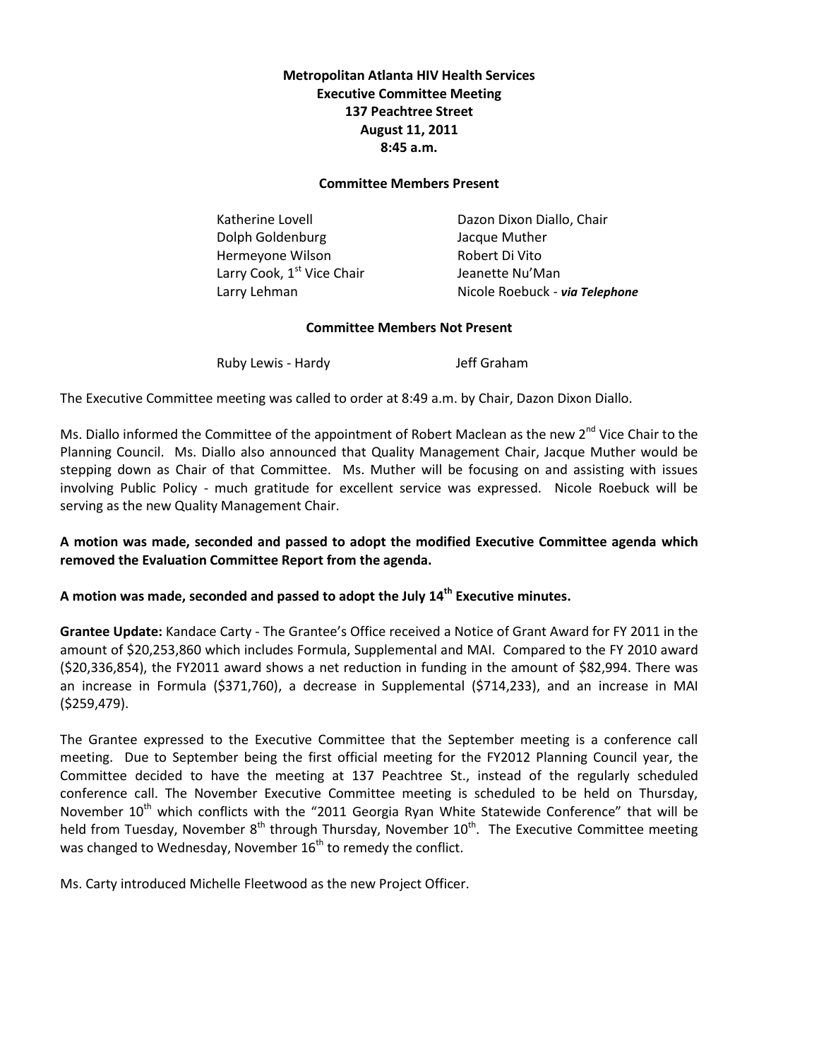# Metropolitan Atlanta HIV Health Services
## Executive Committee Meeting
### 137 Peachtree Street
### August 11, 2011
### 8:45 a.m.

**Committee Members Present**

| | |
|---|---|
| Katherine Lovell | Dazon Dixon Diallo, Chair |
| Dolph Goldenburg | Jacque Muther |
| Hermeyone Wilson | Robert Di Vito |
| Larry Cook, 1st Vice Chair | Jeanette Nu'Man |
| Larry Lehman | Nicole Roebuck - ***via Telephone*** |

**Committee Members Not Present**

| | |
|---|---|
| Ruby Lewis - Hardy | Jeff Graham |

The Executive Committee meeting was called to order at 8:49 a.m. by Chair, Dazon Dixon Diallo.

Ms. Diallo informed the Committee of the appointment of Robert Maclean as the new 2nd Vice Chair to the Planning Council. Ms. Diallo also announced that Quality Management Chair, Jacque Muther would be stepping down as Chair of that Committee. Ms. Muther will be focusing on and assisting with issues involving Public Policy - much gratitude for excellent service was expressed. Nicole Roebuck will be serving as the new Quality Management Chair.

**A motion was made, seconded and passed to adopt the modified Executive Committee agenda which removed the Evaluation Committee Report from the agenda.**

**A motion was made, seconded and passed to adopt the July 14th Executive minutes.**

**Grantee Update:** Kandace Carty - The Grantee's Office received a Notice of Grant Award for FY 2011 in the amount of $20,253,860 which includes Formula, Supplemental and MAI. Compared to the FY 2010 award ($20,336,854), the FY2011 award shows a net reduction in funding in the amount of $82,994. There was an increase in Formula ($371,760), a decrease in Supplemental ($714,233), and an increase in MAI ($259,479).

The Grantee expressed to the Executive Committee that the September meeting is a conference call meeting. Due to September being the first official meeting for the FY2012 Planning Council year, the Committee decided to have the meeting at 137 Peachtree St., instead of the regularly scheduled conference call. The November Executive Committee meeting is scheduled to be held on Thursday, November 10th which conflicts with the "2011 Georgia Ryan White Statewide Conference" that will be held from Tuesday, November 8th through Thursday, November 10th. The Executive Committee meeting was changed to Wednesday, November 16th to remedy the conflict.

Ms. Carty introduced Michelle Fleetwood as the new Project Officer.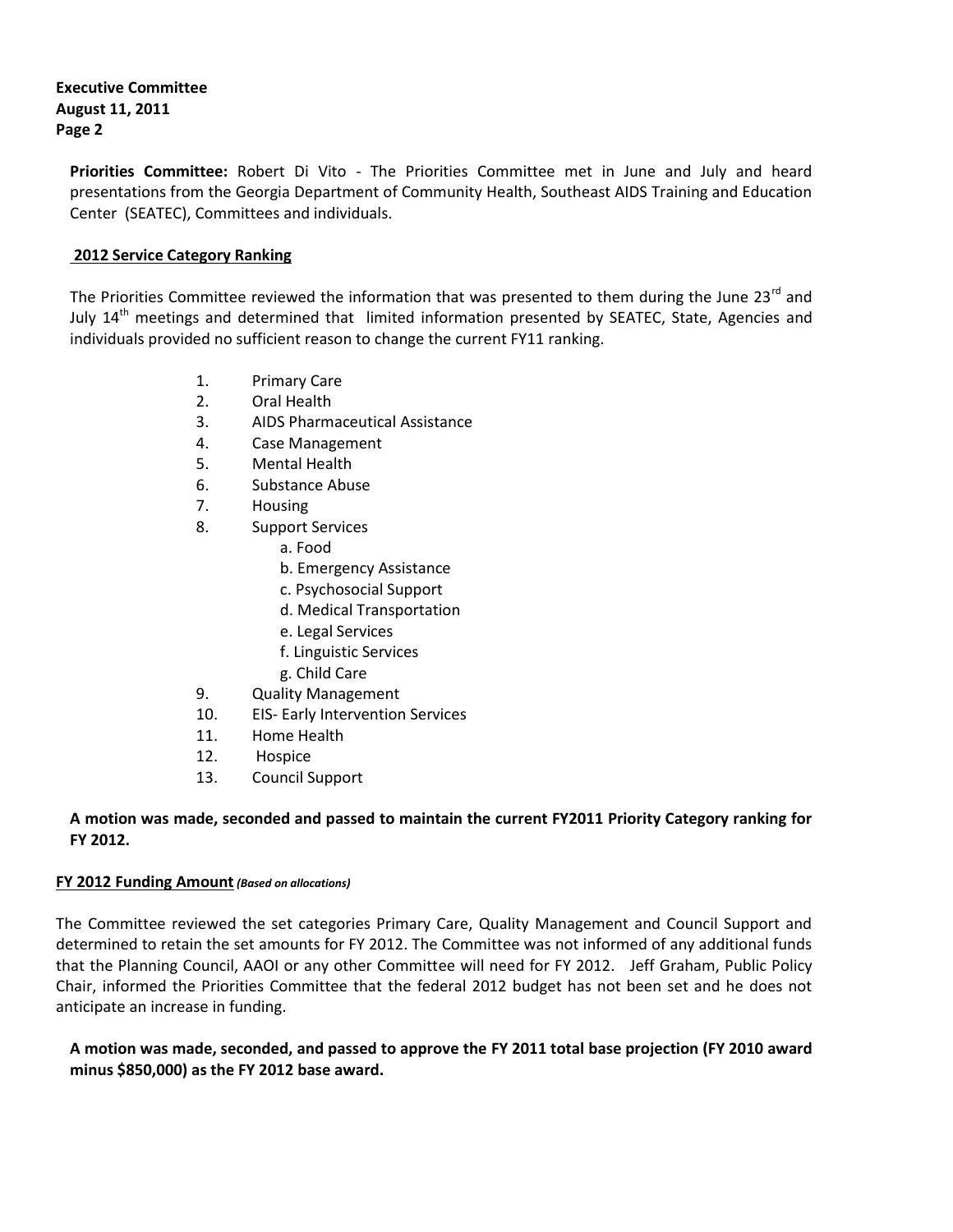**Priorities Committee:** Robert Di Vito - The Priorities Committee met in June and July and heard presentations from the Georgia Department of Community Health, Southeast AIDS Training and Education Center (SEATEC), Committees and individuals.

**2012 Service Category Ranking**

The Priorities Committee reviewed the information that was presented to them during the June 23rd and July 14th meetings and determined that limited information presented by SEATEC, State, Agencies and individuals provided no sufficient reason to change the current FY11 ranking.

1. Primary Care
2. Oral Health
3. AIDS Pharmaceutical Assistance
4. Case Management
5. Mental Health
6. Substance Abuse
7. Housing
8. Support Services
   a. Food
   b. Emergency Assistance
   c. Psychosocial Support
   d. Medical Transportation
   e. Legal Services
   f. Linguistic Services
   g. Child Care
9. Quality Management
10. EIS- Early Intervention Services
11. Home Health
12. Hospice
13. Council Support

**A motion was made, seconded and passed to maintain the current FY2011 Priority Category ranking for FY 2012.**

**FY 2012 Funding Amount** ***(Based on allocations)***

The Committee reviewed the set categories Primary Care, Quality Management and Council Support and determined to retain the set amounts for FY 2012. The Committee was not informed of any additional funds that the Planning Council, AAOI or any other Committee will need for FY 2012. Jeff Graham, Public Policy Chair, informed the Priorities Committee that the federal 2012 budget has not been set and he does not anticipate an increase in funding.

**A motion was made, seconded, and passed to approve the FY 2011 total base projection (FY 2010 award minus $850,000) as the FY 2012 base award.**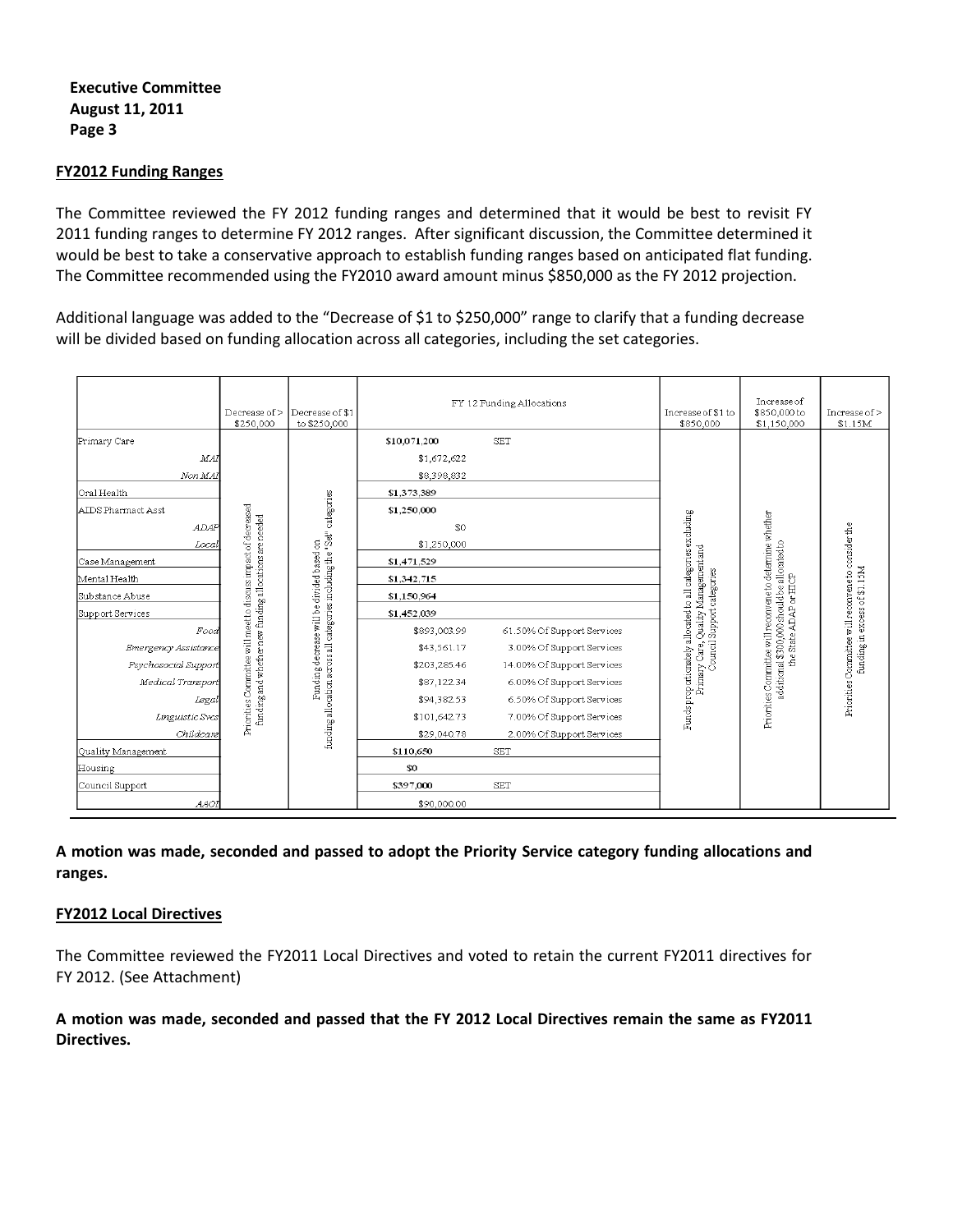**Executive Committee**
**August 11, 2011**

## FY2012 Funding Ranges

The Committee reviewed the FY 2012 funding ranges and determined that it would be best to revisit FY 2011 funding ranges to determine FY 2012 ranges. After significant discussion, the Committee determined it would be best to take a conservative approach to establish funding ranges based on anticipated flat funding. The Committee recommended using the FY2010 award amount minus $850,000 as the FY 2012 projection.

Additional language was added to the "Decrease of $1 to $250,000" range to clarify that a funding decrease will be divided based on funding allocation across all categories, including the set categories.

| | Decrease of > $250,000 | Decrease of $1 to $250,000 | FY 12 Funding Allocations | | Increase of $1 to $850,000 | Increase of $850,000 to $1,150,000 | Increase of > $1.15M |
|---|---|---|---|---|---|---|---|
| Primary Care | Priorities Committee will meet to discuss impact of decreased funding and whether new funding allocations are needed | Funding decrease will be divided based on funding allocation across all categories including the "Set" categories | $10,071,200 | SET | Funds proportionately allocated to all categories excluding Primary Care, Quality Management and Council Support categories | Priorities Committee will reconvene to determine whether additional $300,000 should be allocated to the State ADAP or HICP | Priorities Committee will reconvene to consider the funding in excess of $1.15M |
| *MAI* | | | $1,672,622 | | | | |
| *Non MAI* | | | $8,398,832 | | | | |
| Oral Health | | | $1,373,389 | | | | |
| AIDS Pharmact Asst | | | $1,250,000 | | | | |
| *ADAP* | | | $0 | | | | |
| *Local* | | | $1,250,000 | | | | |
| Case Management | | | $1,471,529 | | | | |
| Mental Health | | | $1,342,715 | | | | |
| Substance Abuse | | | $1,150,964 | | | | |
| Support Services | | | $1,452,039 | | | | |
| *Food* | | | $893,003.99 | 61.50% Of Support Services | | | |
| *Emergency Assistance* | | | $43,561.17 | 3.00% Of Support Services | | | |
| *Psychosocial Support* | | | $203,285.46 | 14.00% Of Support Services | | | |
| *Medical Transport* | | | $87,122.34 | 6.00% Of Support Services | | | |
| *Legal* | | | $94,382.53 | 6.50% Of Support Services | | | |
| *Linguistic Svcs* | | | $101,642.73 | 7.00% Of Support Services | | | |
| *Childcare* | | | $29,040.78 | 2.00% Of Support Services | | | |
| Quality Management | | | $110,650 | SET | | | |
| Housing | | | $0 | | | | |
| Council Support | | | $397,000 | SET | | | |
| *AAOT* | | | $90,000.00 | | | | |

**A motion was made, seconded and passed to adopt the Priority Service category funding allocations and ranges.**

## FY2012 Local Directives

The Committee reviewed the FY2011 Local Directives and voted to retain the current FY2011 directives for FY 2012. (See Attachment)

**A motion was made, seconded and passed that the FY 2012 Local Directives remain the same as FY2011 Directives.**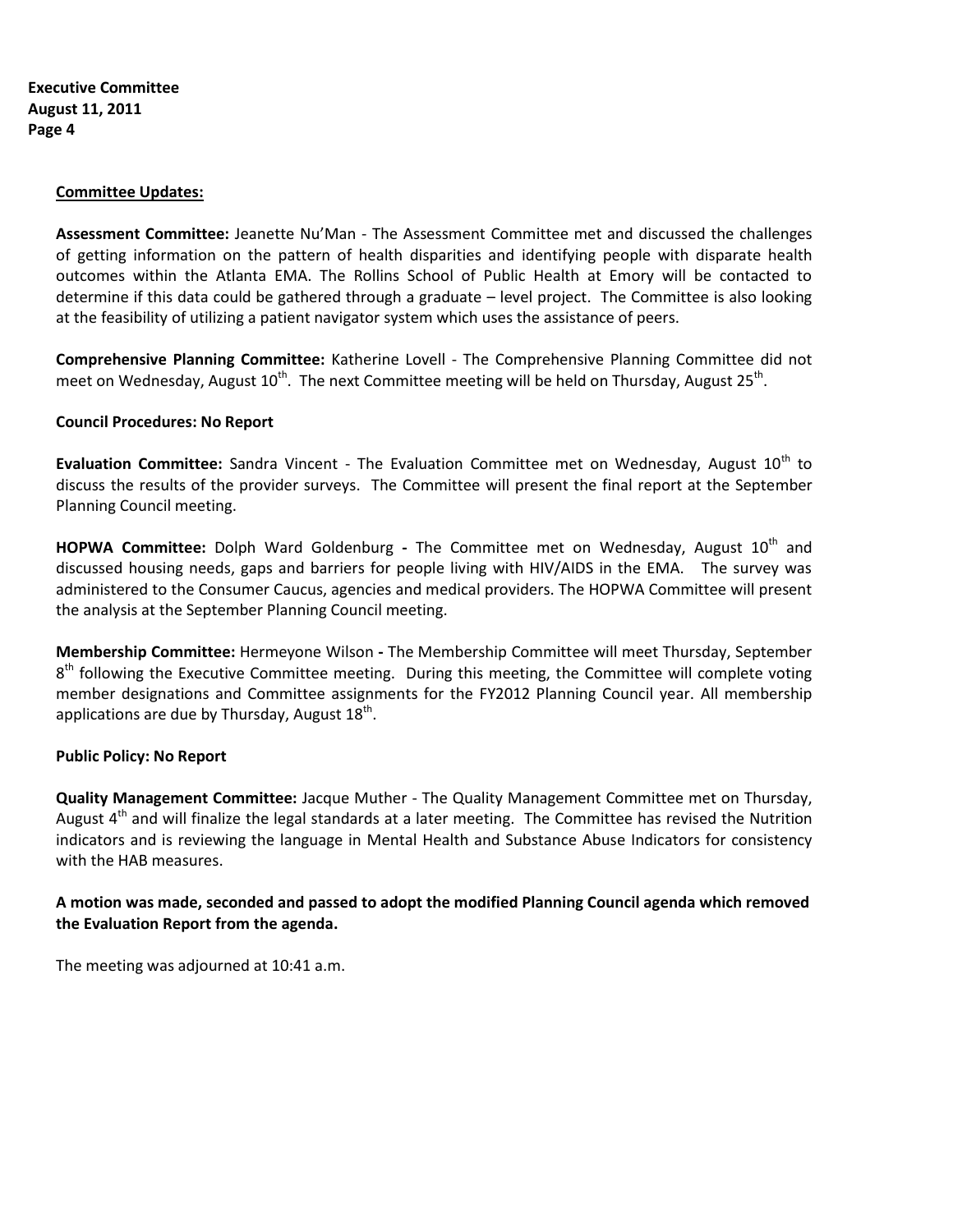**Committee Updates:**

**Assessment Committee:** Jeanette Nu'Man - The Assessment Committee met and discussed the challenges of getting information on the pattern of health disparities and identifying people with disparate health outcomes within the Atlanta EMA. The Rollins School of Public Health at Emory will be contacted to determine if this data could be gathered through a graduate – level project. The Committee is also looking at the feasibility of utilizing a patient navigator system which uses the assistance of peers.

**Comprehensive Planning Committee:** Katherine Lovell - The Comprehensive Planning Committee did not meet on Wednesday, August 10th. The next Committee meeting will be held on Thursday, August 25th.

**Council Procedures: No Report**

**Evaluation Committee:** Sandra Vincent - The Evaluation Committee met on Wednesday, August 10th to discuss the results of the provider surveys. The Committee will present the final report at the September Planning Council meeting.

**HOPWA Committee:** Dolph Ward Goldenburg **-** The Committee met on Wednesday, August 10th and discussed housing needs, gaps and barriers for people living with HIV/AIDS in the EMA. The survey was administered to the Consumer Caucus, agencies and medical providers. The HOPWA Committee will present the analysis at the September Planning Council meeting.

**Membership Committee:** Hermeyone Wilson **-** The Membership Committee will meet Thursday, September 8th following the Executive Committee meeting. During this meeting, the Committee will complete voting member designations and Committee assignments for the FY2012 Planning Council year. All membership applications are due by Thursday, August 18th.

**Public Policy: No Report**

**Quality Management Committee:** Jacque Muther - The Quality Management Committee met on Thursday, August 4th and will finalize the legal standards at a later meeting. The Committee has revised the Nutrition indicators and is reviewing the language in Mental Health and Substance Abuse Indicators for consistency with the HAB measures.

**A motion was made, seconded and passed to adopt the modified Planning Council agenda which removed the Evaluation Report from the agenda.**

The meeting was adjourned at 10:41 a.m.